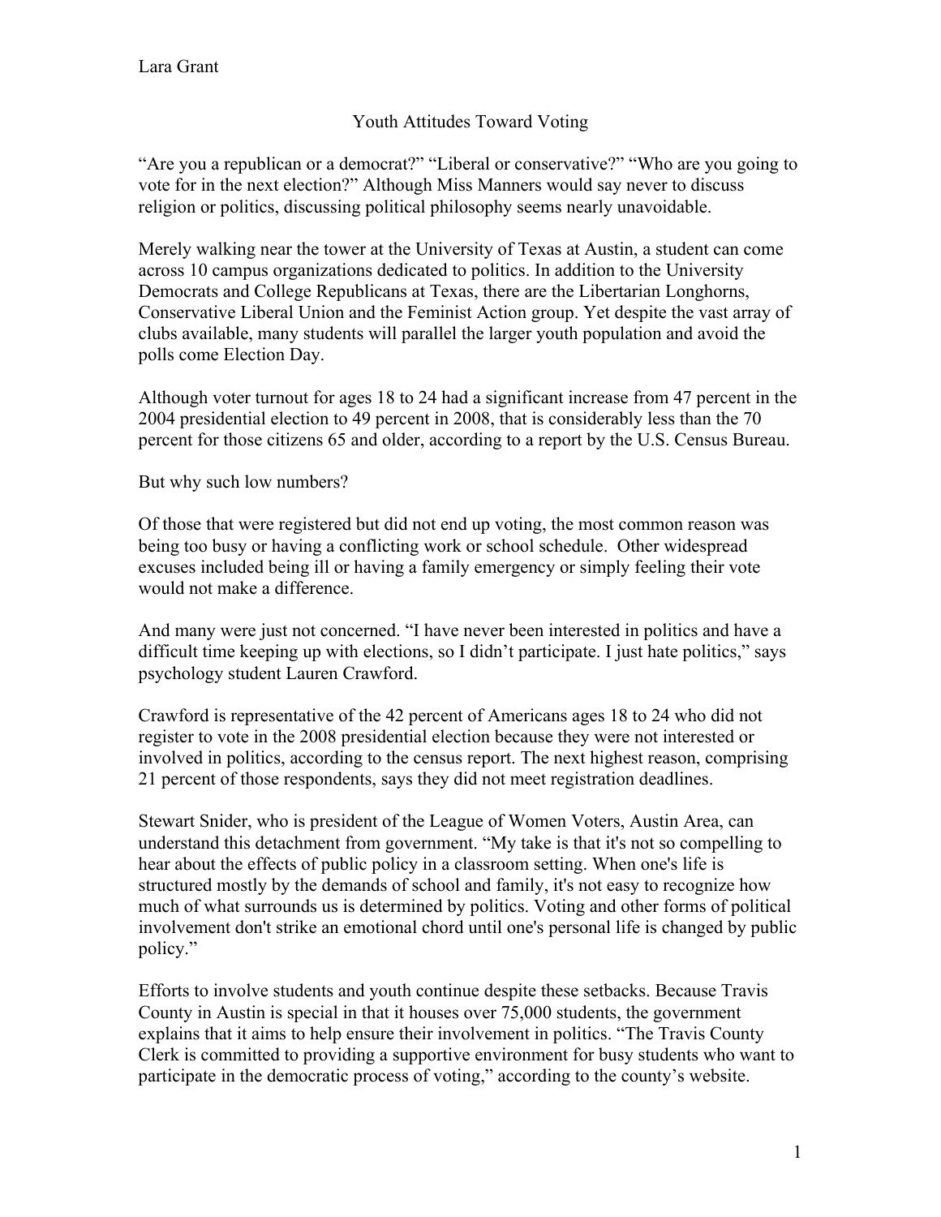Lara Grant

# Youth Attitudes Toward Voting

"Are you a republican or a democrat?" "Liberal or conservative?" "Who are you going to vote for in the next election?" Although Miss Manners would say never to discuss religion or politics, discussing political philosophy seems nearly unavoidable.

Merely walking near the tower at the University of Texas at Austin, a student can come across 10 campus organizations dedicated to politics. In addition to the University Democrats and College Republicans at Texas, there are the Libertarian Longhorns, Conservative Liberal Union and the Feminist Action group. Yet despite the vast array of clubs available, many students will parallel the larger youth population and avoid the polls come Election Day.

Although voter turnout for ages 18 to 24 had a significant increase from 47 percent in the 2004 presidential election to 49 percent in 2008, that is considerably less than the 70 percent for those citizens 65 and older, according to a report by the U.S. Census Bureau.

But why such low numbers?

Of those that were registered but did not end up voting, the most common reason was being too busy or having a conflicting work or school schedule. Other widespread excuses included being ill or having a family emergency or simply feeling their vote would not make a difference.

And many were just not concerned. "I have never been interested in politics and have a difficult time keeping up with elections, so I didn't participate. I just hate politics," says psychology student Lauren Crawford.

Crawford is representative of the 42 percent of Americans ages 18 to 24 who did not register to vote in the 2008 presidential election because they were not interested or involved in politics, according to the census report. The next highest reason, comprising 21 percent of those respondents, says they did not meet registration deadlines.

Stewart Snider, who is president of the League of Women Voters, Austin Area, can understand this detachment from government. "My take is that it's not so compelling to hear about the effects of public policy in a classroom setting. When one's life is structured mostly by the demands of school and family, it's not easy to recognize how much of what surrounds us is determined by politics. Voting and other forms of political involvement don't strike an emotional chord until one's personal life is changed by public policy."

Efforts to involve students and youth continue despite these setbacks. Because Travis County in Austin is special in that it houses over 75,000 students, the government explains that it aims to help ensure their involvement in politics. "The Travis County Clerk is committed to providing a supportive environment for busy students who want to participate in the democratic process of voting," according to the county's website.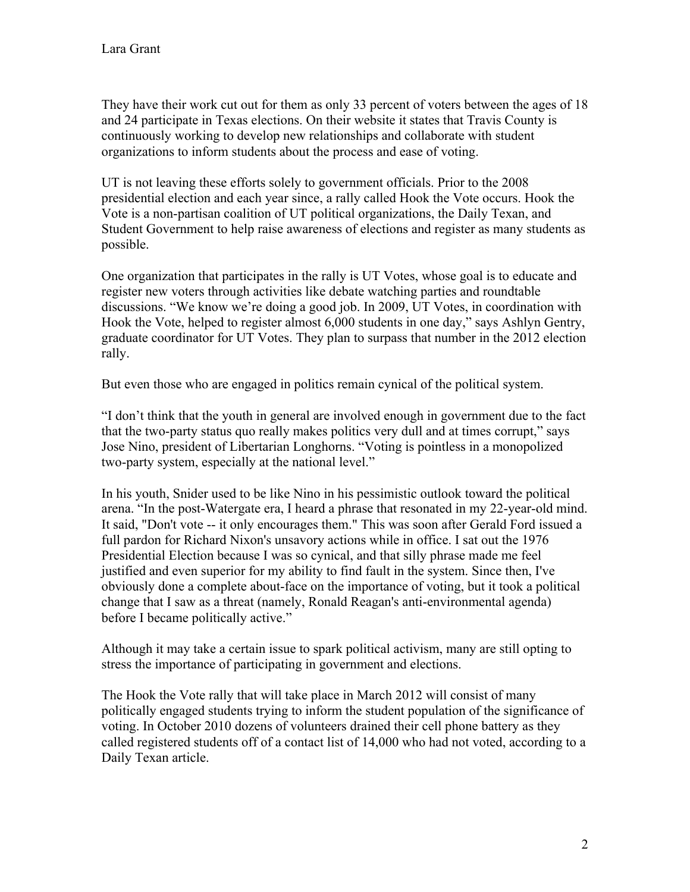They have their work cut out for them as only 33 percent of voters between the ages of 18 and 24 participate in Texas elections. On their website it states that Travis County is continuously working to develop new relationships and collaborate with student organizations to inform students about the process and ease of voting.

UT is not leaving these efforts solely to government officials. Prior to the 2008 presidential election and each year since, a rally called Hook the Vote occurs. Hook the Vote is a non-partisan coalition of UT political organizations, the Daily Texan, and Student Government to help raise awareness of elections and register as many students as possible.

One organization that participates in the rally is UT Votes, whose goal is to educate and register new voters through activities like debate watching parties and roundtable discussions. "We know we're doing a good job. In 2009, UT Votes, in coordination with Hook the Vote, helped to register almost 6,000 students in one day," says Ashlyn Gentry, graduate coordinator for UT Votes. They plan to surpass that number in the 2012 election rally.

But even those who are engaged in politics remain cynical of the political system.

"I don't think that the youth in general are involved enough in government due to the fact that the two-party status quo really makes politics very dull and at times corrupt," says Jose Nino, president of Libertarian Longhorns. "Voting is pointless in a monopolized two-party system, especially at the national level."

In his youth, Snider used to be like Nino in his pessimistic outlook toward the political arena. "In the post-Watergate era, I heard a phrase that resonated in my 22-year-old mind. It said, "Don't vote -- it only encourages them." This was soon after Gerald Ford issued a full pardon for Richard Nixon's unsavory actions while in office. I sat out the 1976 Presidential Election because I was so cynical, and that silly phrase made me feel justified and even superior for my ability to find fault in the system. Since then, I've obviously done a complete about-face on the importance of voting, but it took a political change that I saw as a threat (namely, Ronald Reagan's anti-environmental agenda) before I became politically active."

Although it may take a certain issue to spark political activism, many are still opting to stress the importance of participating in government and elections.

The Hook the Vote rally that will take place in March 2012 will consist of many politically engaged students trying to inform the student population of the significance of voting. In October 2010 dozens of volunteers drained their cell phone battery as they called registered students off of a contact list of 14,000 who had not voted, according to a Daily Texan article.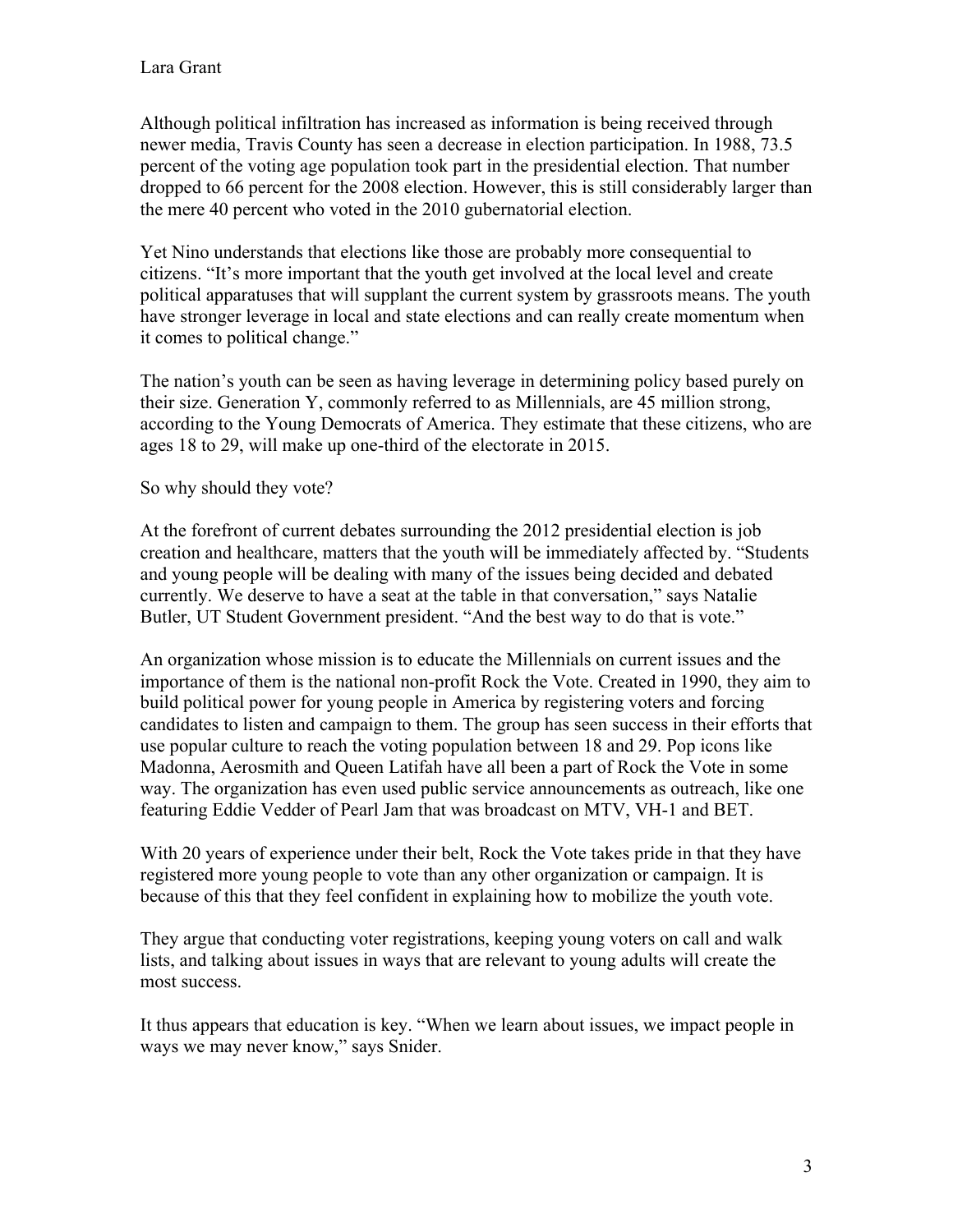Although political infiltration has increased as information is being received through newer media, Travis County has seen a decrease in election participation. In 1988, 73.5 percent of the voting age population took part in the presidential election. That number dropped to 66 percent for the 2008 election. However, this is still considerably larger than the mere 40 percent who voted in the 2010 gubernatorial election.

Yet Nino understands that elections like those are probably more consequential to citizens. "It's more important that the youth get involved at the local level and create political apparatuses that will supplant the current system by grassroots means. The youth have stronger leverage in local and state elections and can really create momentum when it comes to political change."

The nation's youth can be seen as having leverage in determining policy based purely on their size. Generation Y, commonly referred to as Millennials, are 45 million strong, according to the Young Democrats of America. They estimate that these citizens, who are ages 18 to 29, will make up one-third of the electorate in 2015.

So why should they vote?

At the forefront of current debates surrounding the 2012 presidential election is job creation and healthcare, matters that the youth will be immediately affected by. "Students and young people will be dealing with many of the issues being decided and debated currently. We deserve to have a seat at the table in that conversation," says Natalie Butler, UT Student Government president. "And the best way to do that is vote."

An organization whose mission is to educate the Millennials on current issues and the importance of them is the national non-profit Rock the Vote. Created in 1990, they aim to build political power for young people in America by registering voters and forcing candidates to listen and campaign to them. The group has seen success in their efforts that use popular culture to reach the voting population between 18 and 29. Pop icons like Madonna, Aerosmith and Queen Latifah have all been a part of Rock the Vote in some way. The organization has even used public service announcements as outreach, like one featuring Eddie Vedder of Pearl Jam that was broadcast on MTV, VH-1 and BET.

With 20 years of experience under their belt, Rock the Vote takes pride in that they have registered more young people to vote than any other organization or campaign. It is because of this that they feel confident in explaining how to mobilize the youth vote.

They argue that conducting voter registrations, keeping young voters on call and walk lists, and talking about issues in ways that are relevant to young adults will create the most success.

It thus appears that education is key. "When we learn about issues, we impact people in ways we may never know," says Snider.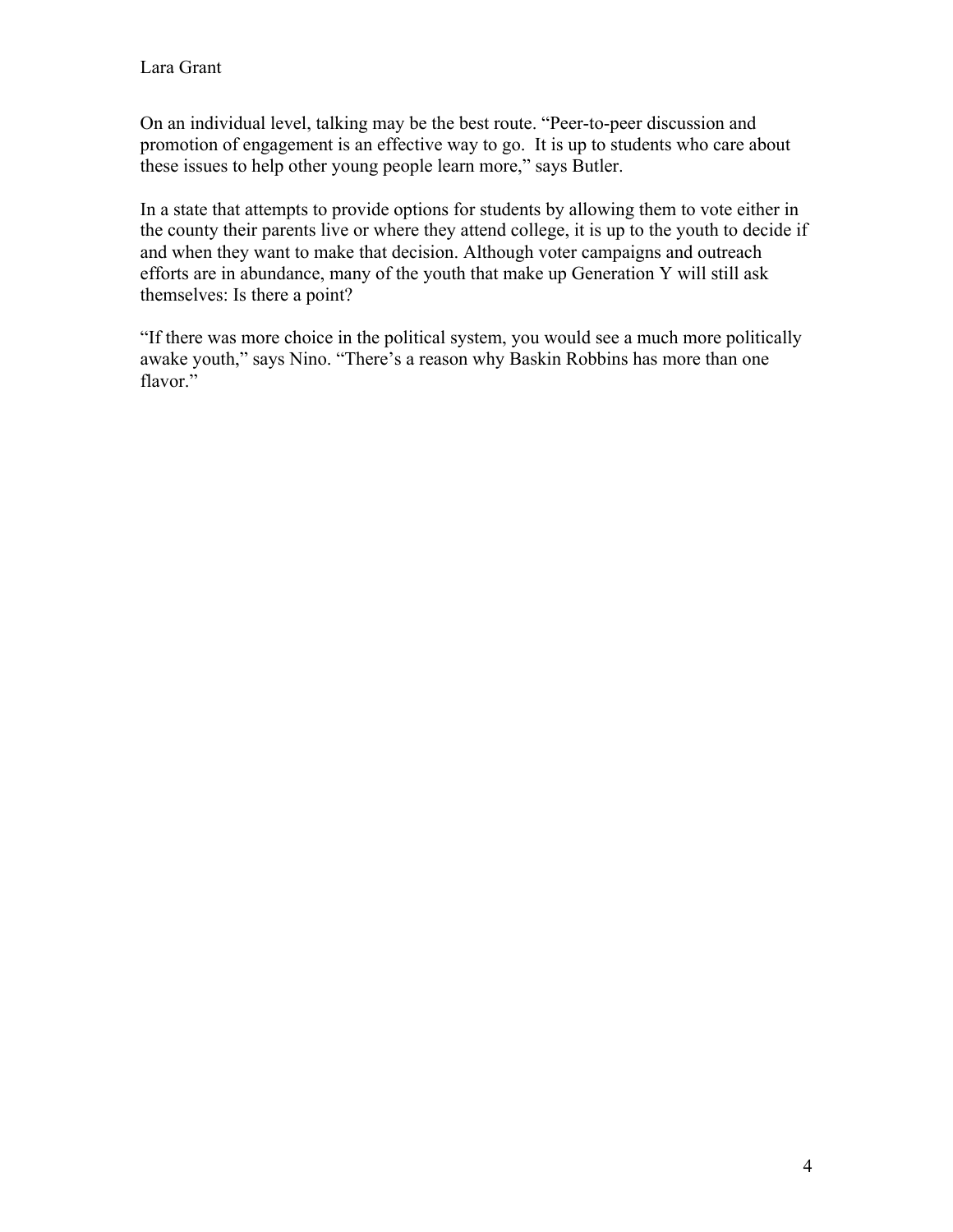On an individual level, talking may be the best route. “Peer-to-peer discussion and promotion of engagement is an effective way to go. It is up to students who care about these issues to help other young people learn more,” says Butler.

In a state that attempts to provide options for students by allowing them to vote either in the county their parents live or where they attend college, it is up to the youth to decide if and when they want to make that decision. Although voter campaigns and outreach efforts are in abundance, many of the youth that make up Generation Y will still ask themselves: Is there a point?

“If there was more choice in the political system, you would see a much more politically awake youth,” says Nino. “There’s a reason why Baskin Robbins has more than one flavor.”